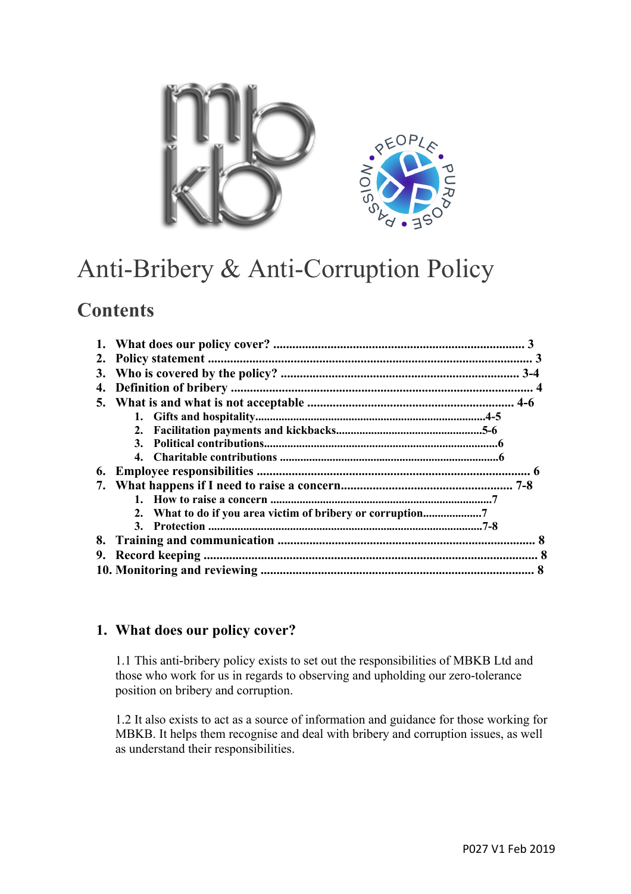# Anti-Bribery & Anti-Corruption Policy

## Contents

1. **What does our policy cover? ............................................................................. 3**
2. **Policy statement ..................................................................................................... 3**
3. **Who is covered by the policy? ......................................................................... 3-4**
4. **Definition of bribery ................................................................................................ 4**
5. **What is and what is not acceptable ................................................................. 4-6**
   1. **Gifts and hospitality............................................................................4-5**
   2. **Facilitation payments and kickbacks.................................................5-6**
   3. **Political contributions.............................................................................6**
   4. **Charitable contributions .........................................................................6**
6. **Employee responsibilities ...................................................................................... 6**
7. **What happens if I need to raise a concern..................................................... 7-8**
   1. **How to raise a concern .........................................................................7**
   2. **What to do if you area victim of bribery or corruption...................7**
   3. **Protection ..........................................................................................7-8**
8. **Training and communication ................................................................................ 8**
9. **Record keeping ........................................................................................................ 8**
10. **Monitoring and reviewing .................................................................................... 8**

## 1. What does our policy cover?

1.1 This anti-bribery policy exists to set out the responsibilities of MBKB Ltd and those who work for us in regards to observing and upholding our zero-tolerance position on bribery and corruption.

1.2 It also exists to act as a source of information and guidance for those working for MBKB. It helps them recognise and deal with bribery and corruption issues, as well as understand their responsibilities.

P027 V1 Feb 2019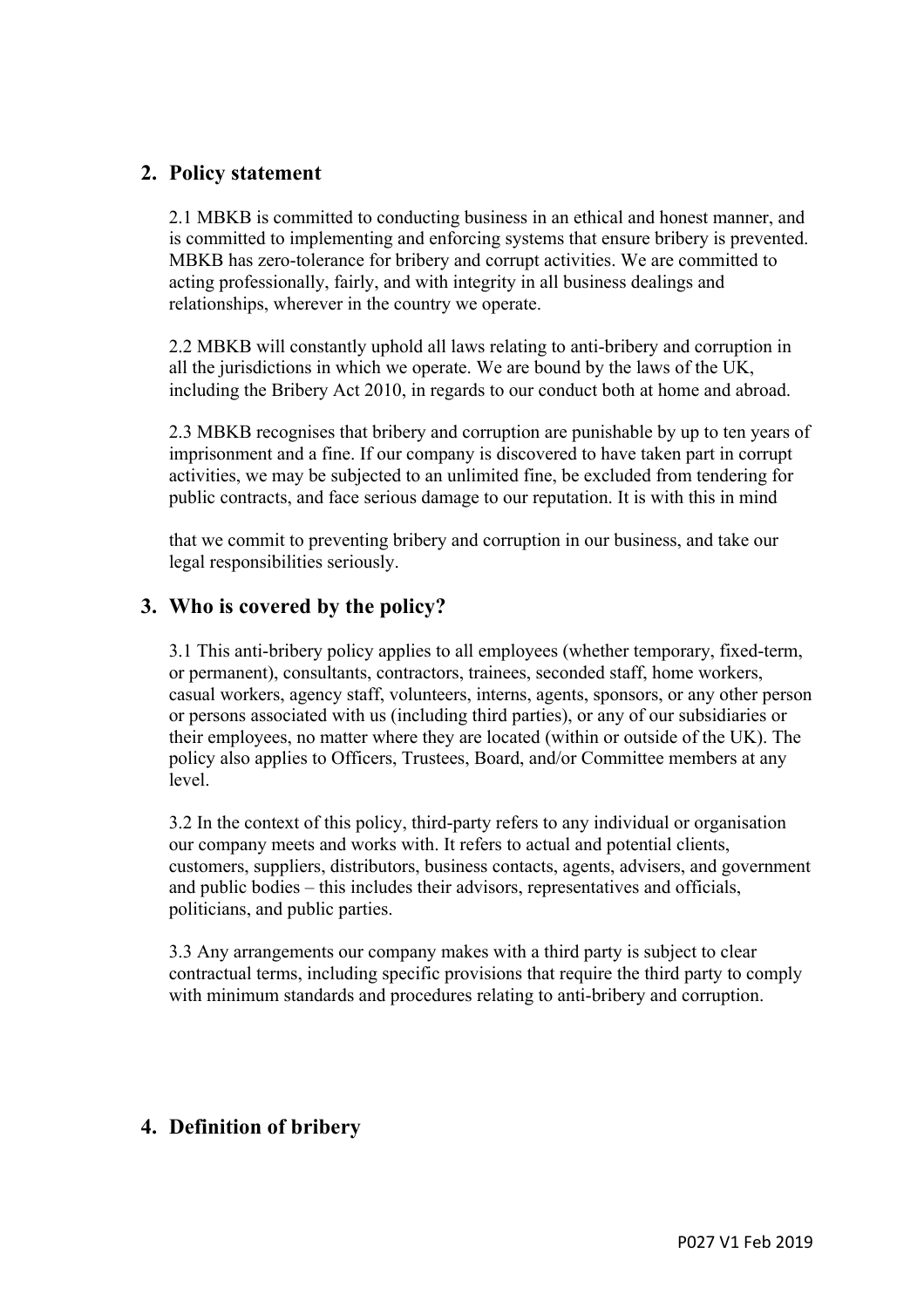## 2. Policy statement

2.1 MBKB is committed to conducting business in an ethical and honest manner, and is committed to implementing and enforcing systems that ensure bribery is prevented. MBKB has zero-tolerance for bribery and corrupt activities. We are committed to acting professionally, fairly, and with integrity in all business dealings and relationships, wherever in the country we operate.

2.2 MBKB will constantly uphold all laws relating to anti-bribery and corruption in all the jurisdictions in which we operate. We are bound by the laws of the UK, including the Bribery Act 2010, in regards to our conduct both at home and abroad.

2.3 MBKB recognises that bribery and corruption are punishable by up to ten years of imprisonment and a fine. If our company is discovered to have taken part in corrupt activities, we may be subjected to an unlimited fine, be excluded from tendering for public contracts, and face serious damage to our reputation. It is with this in mind that we commit to preventing bribery and corruption in our business, and take our legal responsibilities seriously.

## 3. Who is covered by the policy?

3.1 This anti-bribery policy applies to all employees (whether temporary, fixed-term, or permanent), consultants, contractors, trainees, seconded staff, home workers, casual workers, agency staff, volunteers, interns, agents, sponsors, or any other person or persons associated with us (including third parties), or any of our subsidiaries or their employees, no matter where they are located (within or outside of the UK). The policy also applies to Officers, Trustees, Board, and/or Committee members at any level.

3.2 In the context of this policy, third-party refers to any individual or organisation our company meets and works with. It refers to actual and potential clients, customers, suppliers, distributors, business contacts, agents, advisers, and government and public bodies – this includes their advisors, representatives and officials, politicians, and public parties.

3.3 Any arrangements our company makes with a third party is subject to clear contractual terms, including specific provisions that require the third party to comply with minimum standards and procedures relating to anti-bribery and corruption.

## 4. Definition of bribery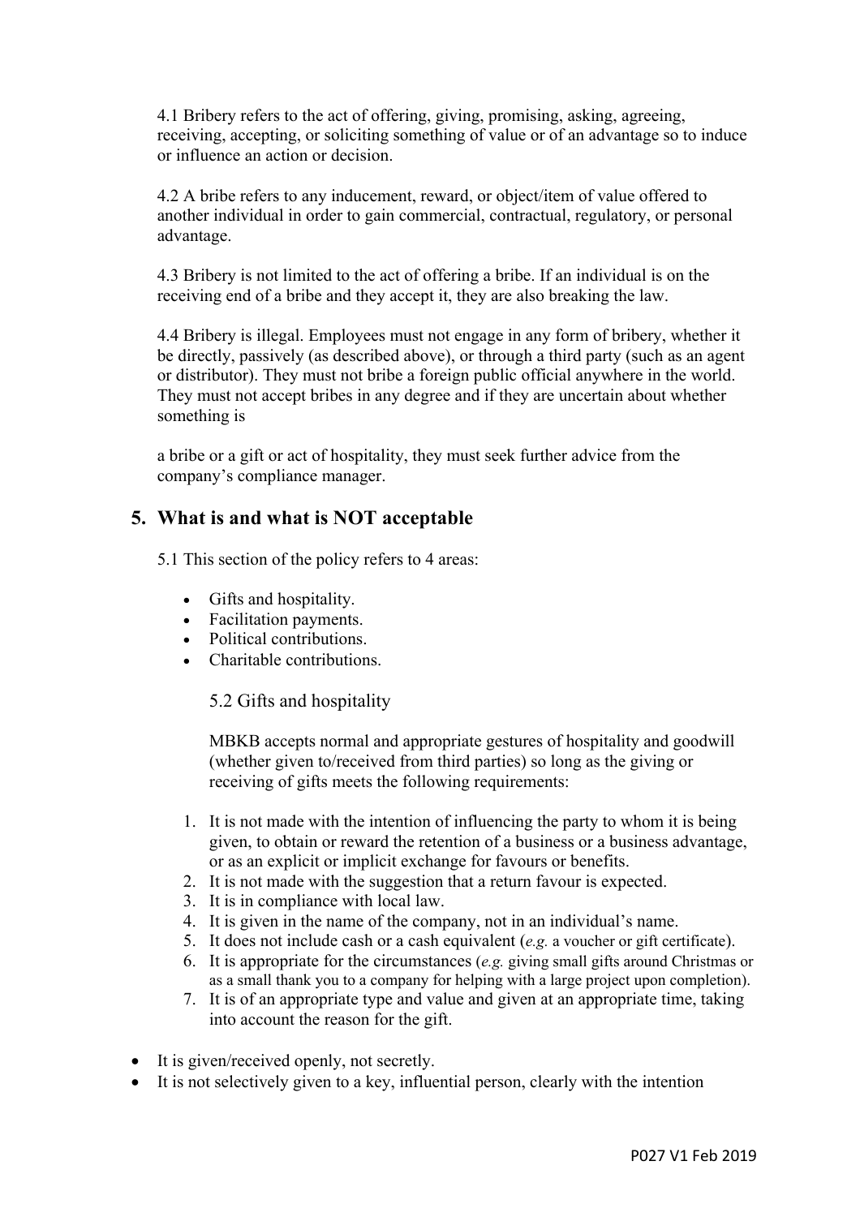4.1 Bribery refers to the act of offering, giving, promising, asking, agreeing, receiving, accepting, or soliciting something of value or of an advantage so to induce or influence an action or decision.

4.2 A bribe refers to any inducement, reward, or object/item of value offered to another individual in order to gain commercial, contractual, regulatory, or personal advantage.

4.3 Bribery is not limited to the act of offering a bribe. If an individual is on the receiving end of a bribe and they accept it, they are also breaking the law.

4.4 Bribery is illegal. Employees must not engage in any form of bribery, whether it be directly, passively (as described above), or through a third party (such as an agent or distributor). They must not bribe a foreign public official anywhere in the world. They must not accept bribes in any degree and if they are uncertain about whether something is

a bribe or a gift or act of hospitality, they must seek further advice from the company's compliance manager.

## 5. What is and what is NOT acceptable

5.1 This section of the policy refers to 4 areas:

- Gifts and hospitality.
- Facilitation payments.
- Political contributions.
- Charitable contributions.

### 5.2 Gifts and hospitality

MBKB accepts normal and appropriate gestures of hospitality and goodwill (whether given to/received from third parties) so long as the giving or receiving of gifts meets the following requirements:

1. It is not made with the intention of influencing the party to whom it is being given, to obtain or reward the retention of a business or a business advantage, or as an explicit or implicit exchange for favours or benefits.
2. It is not made with the suggestion that a return favour is expected.
3. It is in compliance with local law.
4. It is given in the name of the company, not in an individual's name.
5. It does not include cash or a cash equivalent (*e.g.* a voucher or gift certificate).
6. It is appropriate for the circumstances (*e.g.* giving small gifts around Christmas or as a small thank you to a company for helping with a large project upon completion).
7. It is of an appropriate type and value and given at an appropriate time, taking into account the reason for the gift.

- It is given/received openly, not secretly.
- It is not selectively given to a key, influential person, clearly with the intention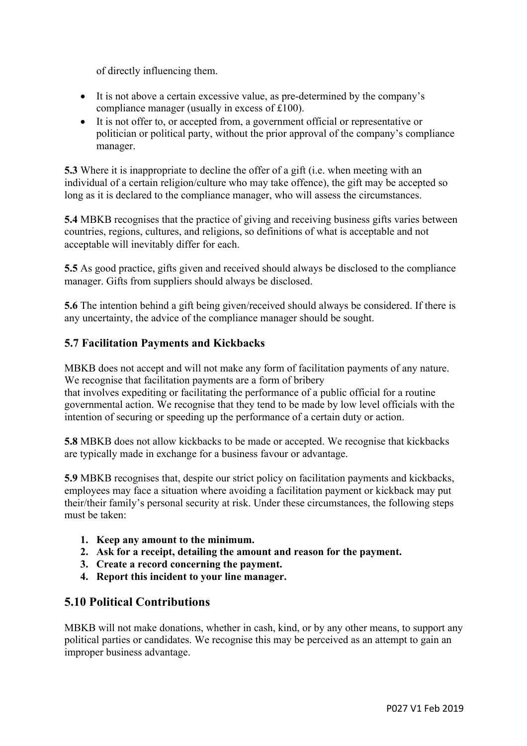of directly influencing them.

- It is not above a certain excessive value, as pre-determined by the company's compliance manager (usually in excess of £100).
- It is not offer to, or accepted from, a government official or representative or politician or political party, without the prior approval of the company's compliance manager.

**5.3** Where it is inappropriate to decline the offer of a gift (i.e. when meeting with an individual of a certain religion/culture who may take offence), the gift may be accepted so long as it is declared to the compliance manager, who will assess the circumstances.

**5.4** MBKB recognises that the practice of giving and receiving business gifts varies between countries, regions, cultures, and religions, so definitions of what is acceptable and not acceptable will inevitably differ for each.

**5.5** As good practice, gifts given and received should always be disclosed to the compliance manager. Gifts from suppliers should always be disclosed.

**5.6** The intention behind a gift being given/received should always be considered. If there is any uncertainty, the advice of the compliance manager should be sought.

### 5.7 Facilitation Payments and Kickbacks

MBKB does not accept and will not make any form of facilitation payments of any nature. We recognise that facilitation payments are a form of bribery that involves expediting or facilitating the performance of a public official for a routine governmental action. We recognise that they tend to be made by low level officials with the intention of securing or speeding up the performance of a certain duty or action.

**5.8** MBKB does not allow kickbacks to be made or accepted. We recognise that kickbacks are typically made in exchange for a business favour or advantage.

**5.9** MBKB recognises that, despite our strict policy on facilitation payments and kickbacks, employees may face a situation where avoiding a facilitation payment or kickback may put their/their family's personal security at risk. Under these circumstances, the following steps must be taken:

1. **Keep any amount to the minimum.**
2. **Ask for a receipt, detailing the amount and reason for the payment.**
3. **Create a record concerning the payment.**
4. **Report this incident to your line manager.**

## 5.10 Political Contributions

MBKB will not make donations, whether in cash, kind, or by any other means, to support any political parties or candidates. We recognise this may be perceived as an attempt to gain an improper business advantage.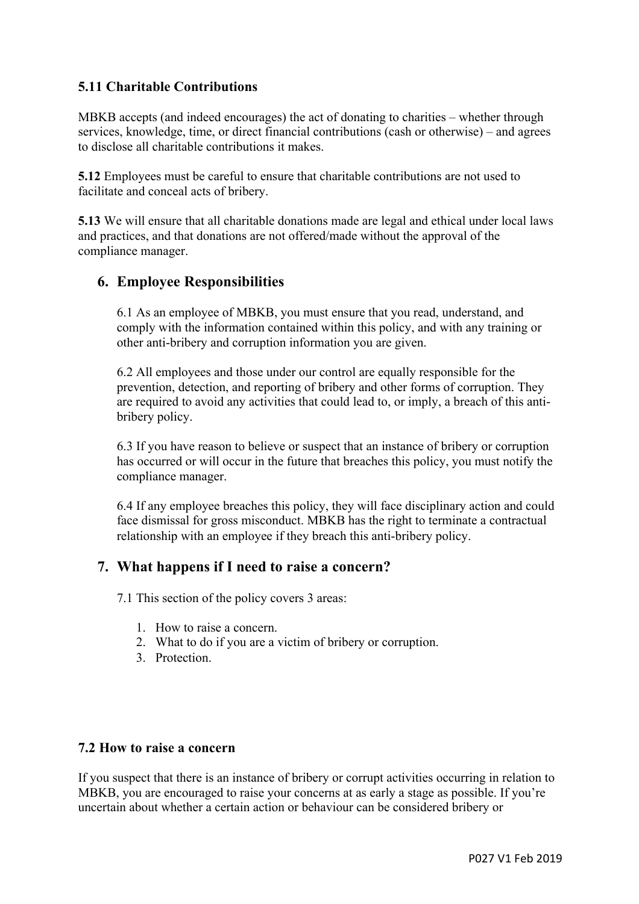### 5.11 Charitable Contributions

MBKB accepts (and indeed encourages) the act of donating to charities – whether through services, knowledge, time, or direct financial contributions (cash or otherwise) – and agrees to disclose all charitable contributions it makes.

**5.12** Employees must be careful to ensure that charitable contributions are not used to facilitate and conceal acts of bribery.

**5.13** We will ensure that all charitable donations made are legal and ethical under local laws and practices, and that donations are not offered/made without the approval of the compliance manager.

## 6. Employee Responsibilities

6.1 As an employee of MBKB, you must ensure that you read, understand, and comply with the information contained within this policy, and with any training or other anti-bribery and corruption information you are given.

6.2 All employees and those under our control are equally responsible for the prevention, detection, and reporting of bribery and other forms of corruption. They are required to avoid any activities that could lead to, or imply, a breach of this anti-bribery policy.

6.3 If you have reason to believe or suspect that an instance of bribery or corruption has occurred or will occur in the future that breaches this policy, you must notify the compliance manager.

6.4 If any employee breaches this policy, they will face disciplinary action and could face dismissal for gross misconduct. MBKB has the right to terminate a contractual relationship with an employee if they breach this anti-bribery policy.

## 7. What happens if I need to raise a concern?

7.1 This section of the policy covers 3 areas:

1. How to raise a concern.
2. What to do if you are a victim of bribery or corruption.
3. Protection.

### 7.2 How to raise a concern

If you suspect that there is an instance of bribery or corrupt activities occurring in relation to MBKB, you are encouraged to raise your concerns at as early a stage as possible. If you're uncertain about whether a certain action or behaviour can be considered bribery or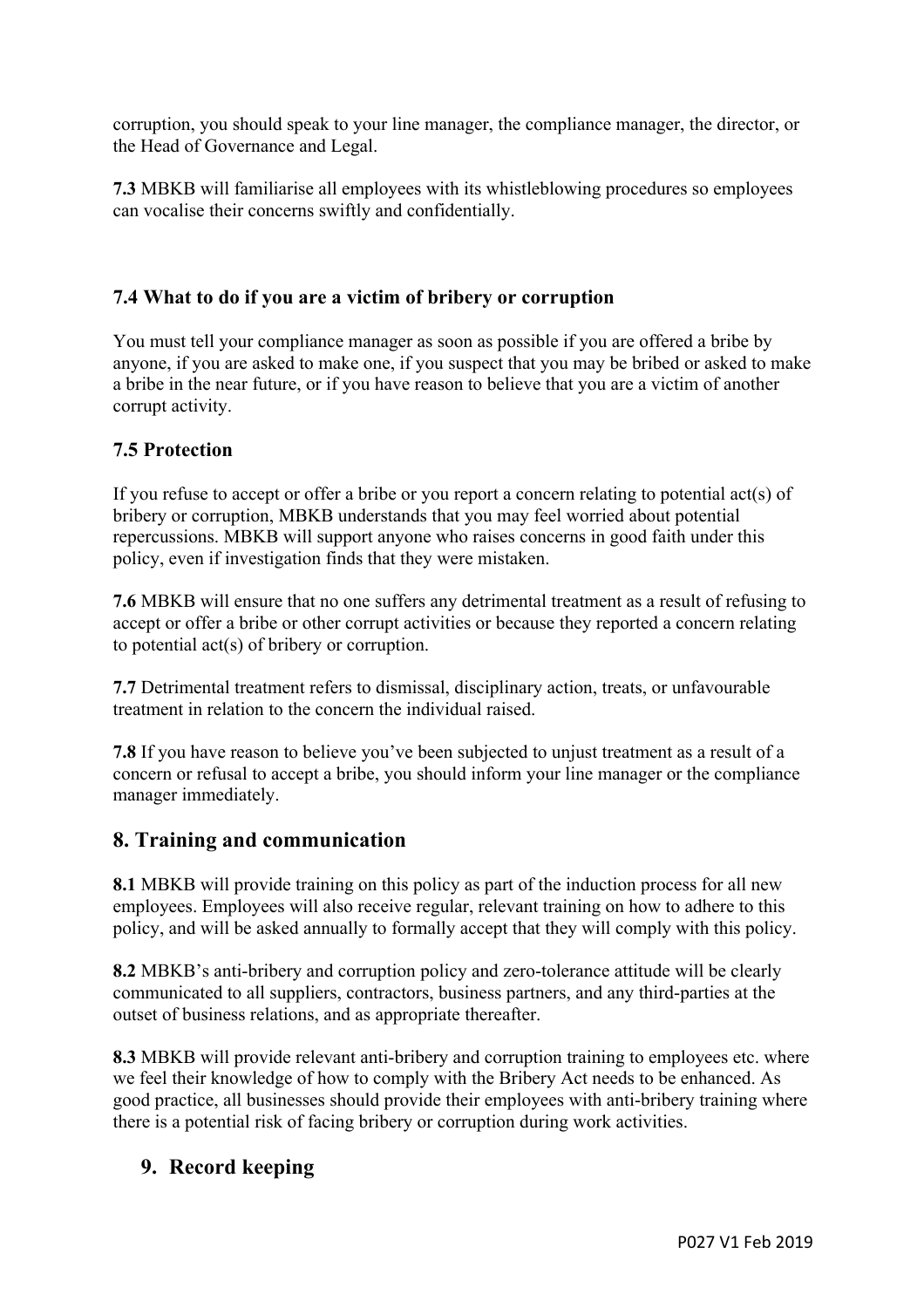corruption, you should speak to your line manager, the compliance manager, the director, or the Head of Governance and Legal.

**7.3** MBKB will familiarise all employees with its whistleblowing procedures so employees can vocalise their concerns swiftly and confidentially.

### 7.4 What to do if you are a victim of bribery or corruption

You must tell your compliance manager as soon as possible if you are offered a bribe by anyone, if you are asked to make one, if you suspect that you may be bribed or asked to make a bribe in the near future, or if you have reason to believe that you are a victim of another corrupt activity.

### 7.5 Protection

If you refuse to accept or offer a bribe or you report a concern relating to potential act(s) of bribery or corruption, MBKB understands that you may feel worried about potential repercussions. MBKB will support anyone who raises concerns in good faith under this policy, even if investigation finds that they were mistaken.

**7.6** MBKB will ensure that no one suffers any detrimental treatment as a result of refusing to accept or offer a bribe or other corrupt activities or because they reported a concern relating to potential act(s) of bribery or corruption.

**7.7** Detrimental treatment refers to dismissal, disciplinary action, treats, or unfavourable treatment in relation to the concern the individual raised.

**7.8** If you have reason to believe you've been subjected to unjust treatment as a result of a concern or refusal to accept a bribe, you should inform your line manager or the compliance manager immediately.

## 8. Training and communication

**8.1** MBKB will provide training on this policy as part of the induction process for all new employees. Employees will also receive regular, relevant training on how to adhere to this policy, and will be asked annually to formally accept that they will comply with this policy.

**8.2** MBKB's anti-bribery and corruption policy and zero-tolerance attitude will be clearly communicated to all suppliers, contractors, business partners, and any third-parties at the outset of business relations, and as appropriate thereafter.

**8.3** MBKB will provide relevant anti-bribery and corruption training to employees etc. where we feel their knowledge of how to comply with the Bribery Act needs to be enhanced. As good practice, all businesses should provide their employees with anti-bribery training where there is a potential risk of facing bribery or corruption during work activities.

## 9. Record keeping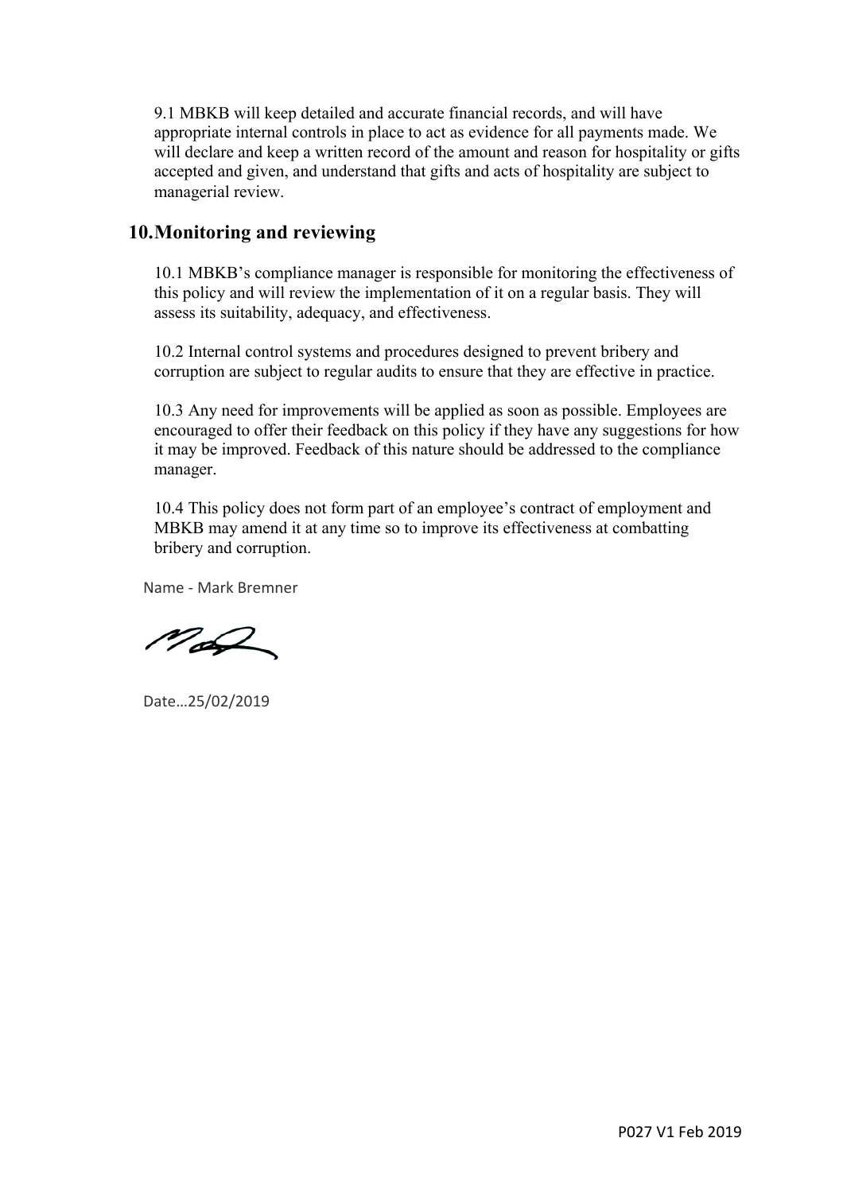9.1 MBKB will keep detailed and accurate financial records, and will have appropriate internal controls in place to act as evidence for all payments made. We will declare and keep a written record of the amount and reason for hospitality or gifts accepted and given, and understand that gifts and acts of hospitality are subject to managerial review.

## 10. Monitoring and reviewing

10.1 MBKB's compliance manager is responsible for monitoring the effectiveness of this policy and will review the implementation of it on a regular basis. They will assess its suitability, adequacy, and effectiveness.

10.2 Internal control systems and procedures designed to prevent bribery and corruption are subject to regular audits to ensure that they are effective in practice.

10.3 Any need for improvements will be applied as soon as possible. Employees are encouraged to offer their feedback on this policy if they have any suggestions for how it may be improved. Feedback of this nature should be addressed to the compliance manager.

10.4 This policy does not form part of an employee's contract of employment and MBKB may amend it at any time so to improve its effectiveness at combatting bribery and corruption.

Name - Mark Bremner

Date…25/02/2019